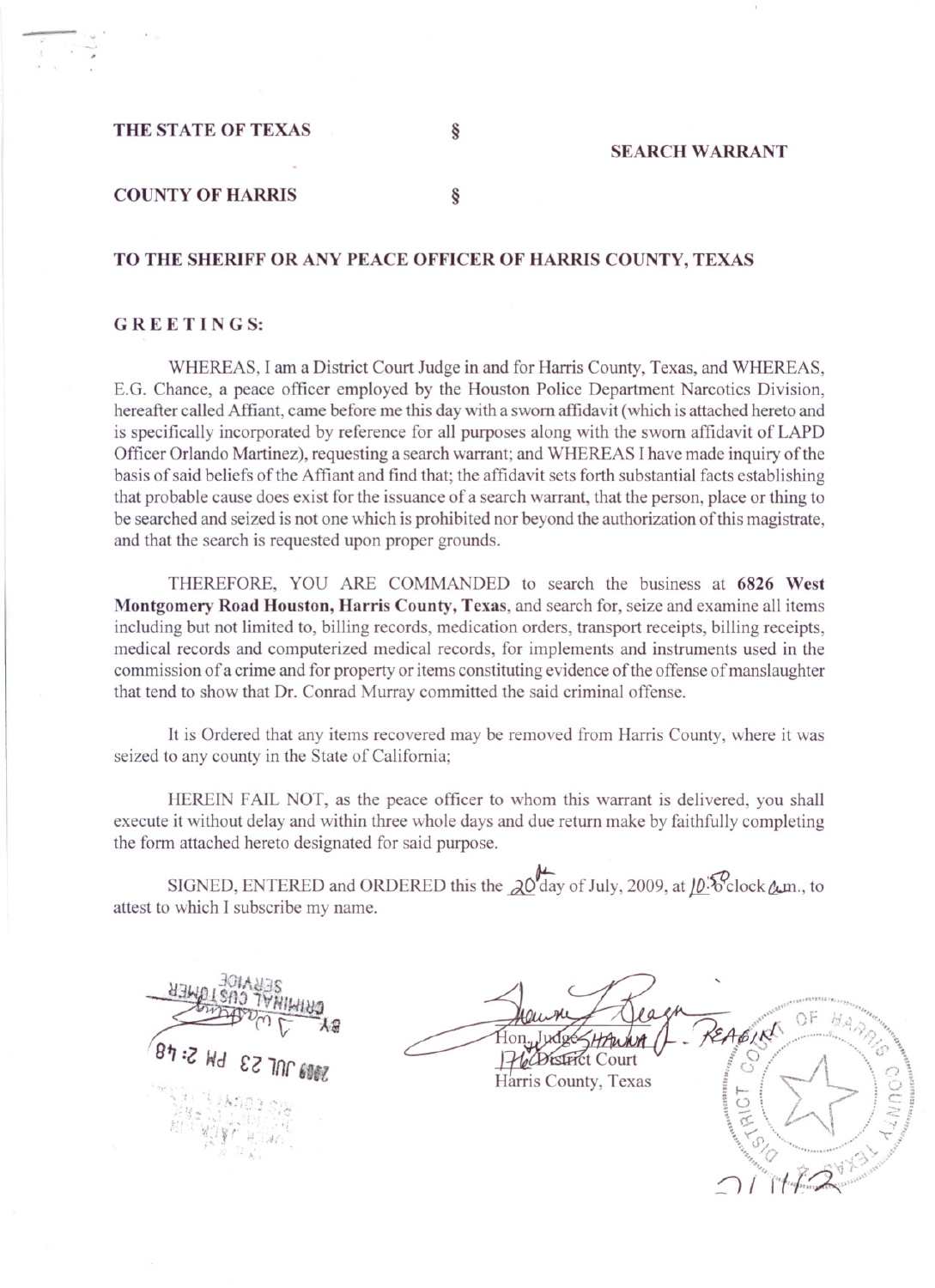**THE STATE OF TEXAS** §

**SEARCH WARRANT**

**COUNTY OF HARRIS** §

**TO THE SHERIFF OR ANY PEACE OFFICER OF HARRIS COUNTY, TEXAS**

**GREETINGS:**

WHEREAS, I am a District Court Judge in and for Harris County, Texas, and WHEREAS, E.G. Chance, a peace officer employed by the Houston Police Department Narcotics Division, hereafter called Affiant, came before me this day with a sworn affidavit (which is attached hereto and is specifically incorporated by reference for all purposes along with the sworn affidavit of LAPD Officer Orlando Martinez), requesting a search warrant; and WHEREAS I have made inquiry of the basis of said beliefs of the Affiant and find that; the affidavit sets forth substantial facts establishing that probable cause does exist for the issuance of a search warrant, that the person, place or thing to be searched and seized is not one which is prohibited nor beyond the authorization of this magistrate, and that the search is requested upon proper grounds.

THEREFORE, YOU ARE COMMANDED to search the business at **6826 West Montgomery Road Houston, Harris County, Texas**, and search for, seize and examine all items including but not limited to, billing records, medication orders, transport receipts, billing receipts, medical records and computerized medical records, for implements and instruments used in the commission of a crime and for property or items constituting evidence of the offense of manslaughter that tend to show that Dr. Conrad Murray committed the said criminal offense.

It is Ordered that any items recovered may be removed from Harris County, where it was seized to any county in the State of California;

HEREIN FAIL NOT, as the peace officer to whom this warrant is delivered, you shall execute it without delay and within three whole days and due return make by faithfully completing the form attached hereto designated for said purpose.

SIGNED, ENTERED and ORDERED this the 20th day of July, 2009, at 10:50 o'clock a.m., to attest to which I subscribe my name.

CRIMINAL CUSTOMER SERVICE
BY
2009 JUL 23 PM 2:48

Hon. Judge SHAWNA L. REAGIN
174th District Court
Harris County, Texas

DISTRICT COURT OF HARRIS COUNTY, TEXAS

21112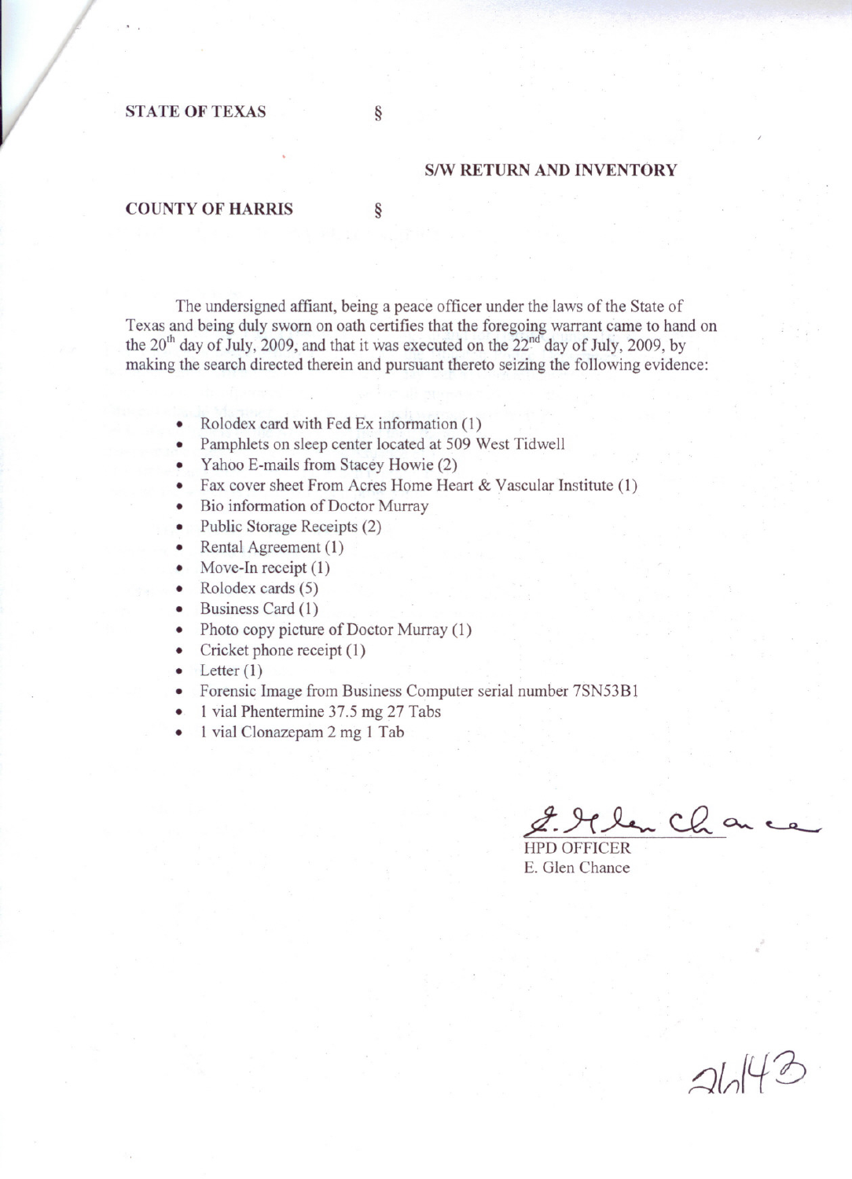**STATE OF TEXAS** §

**S/W RETURN AND INVENTORY**

**COUNTY OF HARRIS** §

The undersigned affiant, being a peace officer under the laws of the State of Texas and being duly sworn on oath certifies that the foregoing warrant came to hand on the 20th day of July, 2009, and that it was executed on the 22nd day of July, 2009, by making the search directed therein and pursuant thereto seizing the following evidence:

- Rolodex card with Fed Ex information (1)
- Pamphlets on sleep center located at 509 West Tidwell
- Yahoo E-mails from Stacey Howie (2)
- Fax cover sheet From Acres Home Heart & Vascular Institute (1)
- Bio information of Doctor Murray
- Public Storage Receipts (2)
- Rental Agreement (1)
- Move-In receipt (1)
- Rolodex cards (5)
- Business Card (1)
- Photo copy picture of Doctor Murray (1)
- Cricket phone receipt (1)
- Letter (1)
- Forensic Image from Business Computer serial number 7SN53B1
- 1 vial Phentermine 37.5 mg 27 Tabs
- 1 vial Clonazepam 2 mg 1 Tab

E. Glen Chance

HPD OFFICER
E. Glen Chance

26143